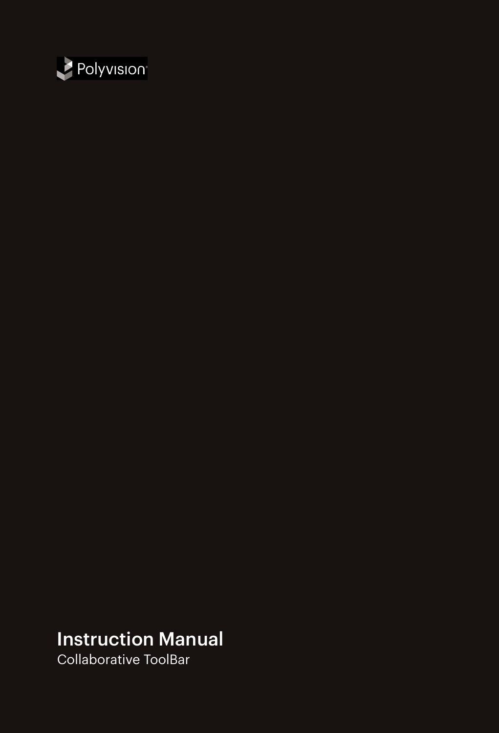Polyvision

# Instruction Manual

Collaborative ToolBar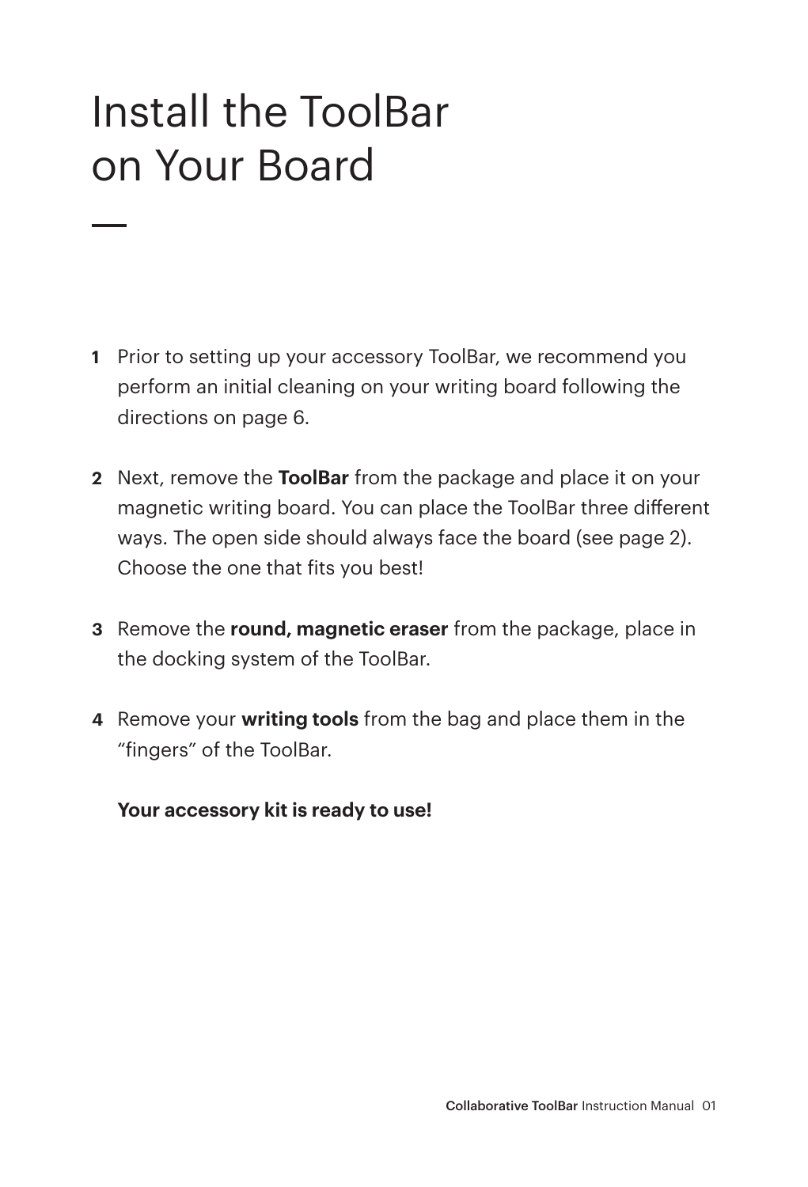# Install the ToolBar on Your Board

1. Prior to setting up your accessory ToolBar, we recommend you perform an initial cleaning on your writing board following the directions on page 6.

2. Next, remove the **ToolBar** from the package and place it on your magnetic writing board. You can place the ToolBar three different ways. The open side should always face the board (see page 2). Choose the one that fits you best!

3. Remove the **round, magnetic eraser** from the package, place in the docking system of the ToolBar.

4. Remove your **writing tools** from the bag and place them in the "fingers" of the ToolBar.

   **Your accessory kit is ready to use!**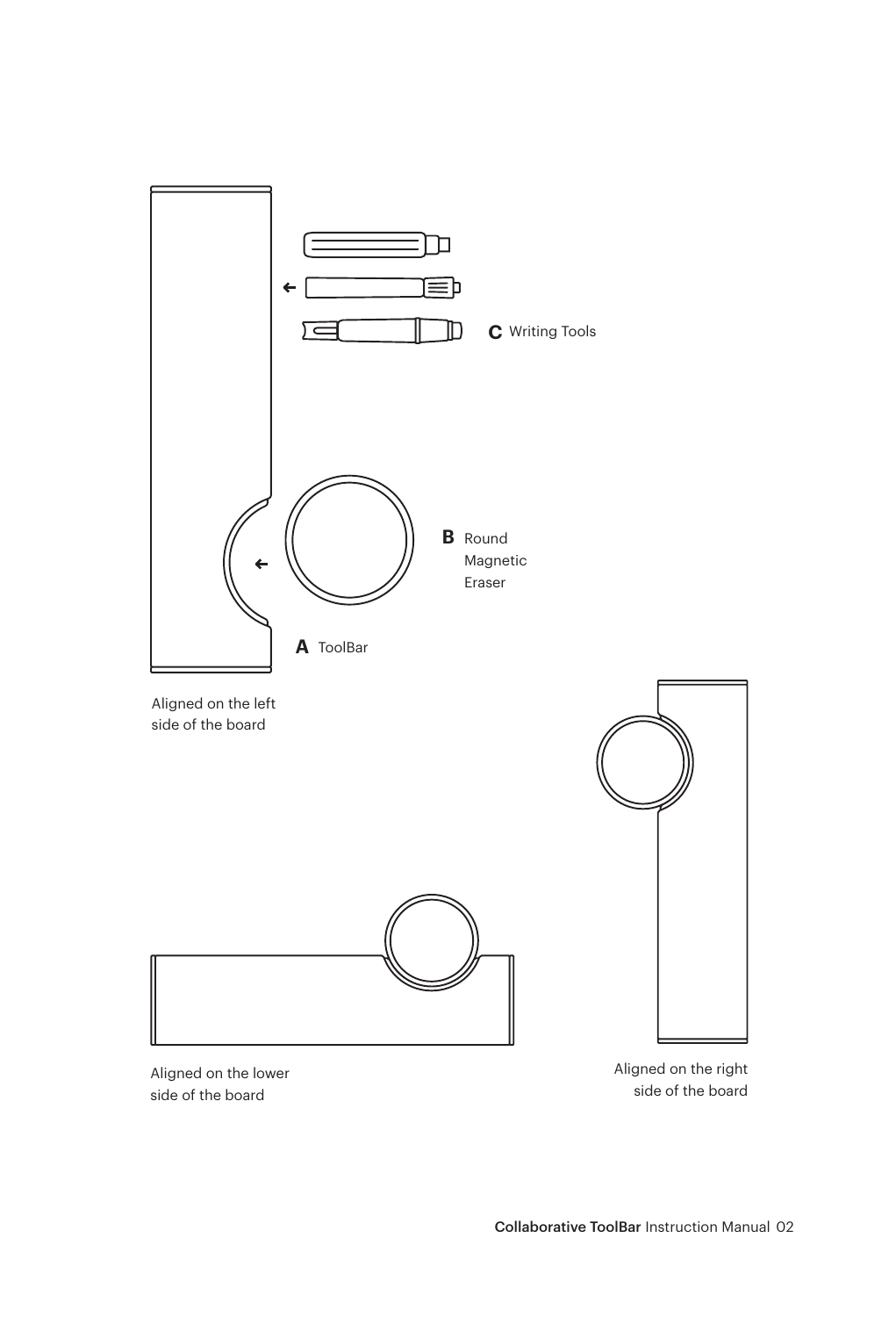**C** Writing Tools

**B** Round Magnetic Eraser

**A** ToolBar

Aligned on the left side of the board

Aligned on the lower side of the board

Aligned on the right side of the board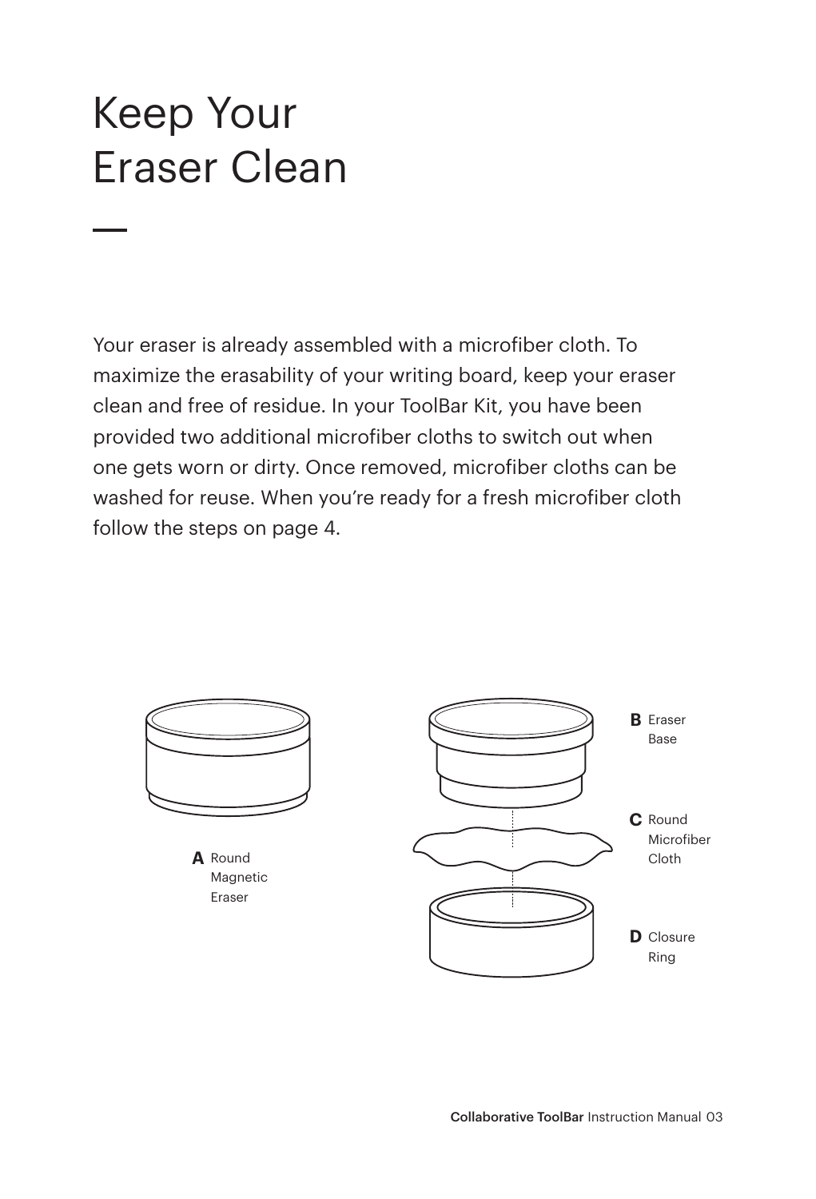# Keep Your Eraser Clean

Your eraser is already assembled with a microfiber cloth. To maximize the erasability of your writing board, keep your eraser clean and free of residue. In your ToolBar Kit, you have been provided two additional microfiber cloths to switch out when one gets worn or dirty. Once removed, microfiber cloths can be washed for reuse. When you're ready for a fresh microfiber cloth follow the steps on page 4.

**A** Round Magnetic Eraser

**B** Eraser Base

**C** Round Microfiber Cloth

**D** Closure Ring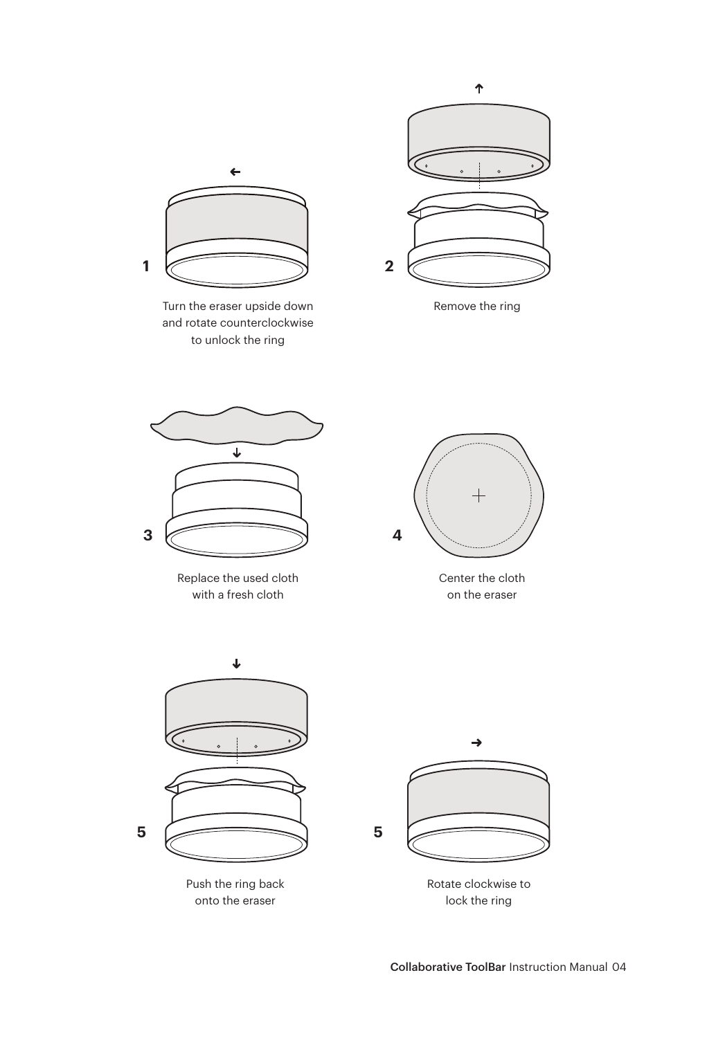1

Turn the eraser upside down and rotate counterclockwise to unlock the ring

2

Remove the ring

3

Replace the used cloth with a fresh cloth

4

Center the cloth on the eraser

5

Push the ring back onto the eraser

5

Rotate clockwise to lock the ring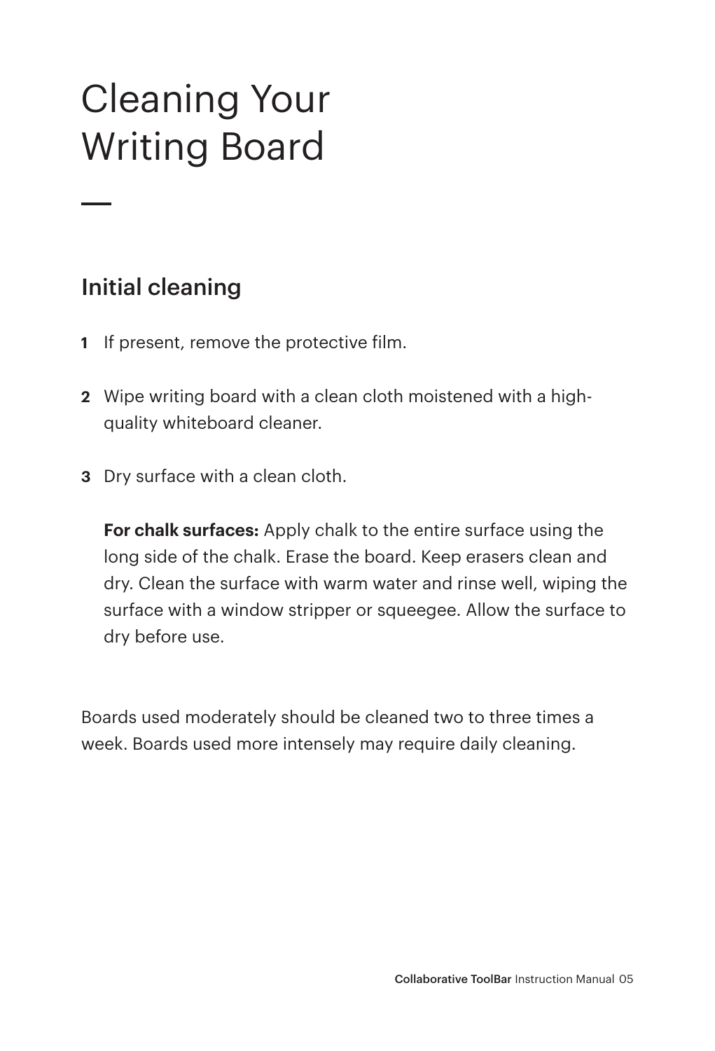# Cleaning Your Writing Board

## Initial cleaning

1. If present, remove the protective film.

2. Wipe writing board with a clean cloth moistened with a high-quality whiteboard cleaner.

3. Dry surface with a clean cloth.

   **For chalk surfaces:** Apply chalk to the entire surface using the long side of the chalk. Erase the board. Keep erasers clean and dry. Clean the surface with warm water and rinse well, wiping the surface with a window stripper or squeegee. Allow the surface to dry before use.

Boards used moderately should be cleaned two to three times a week. Boards used more intensely may require daily cleaning.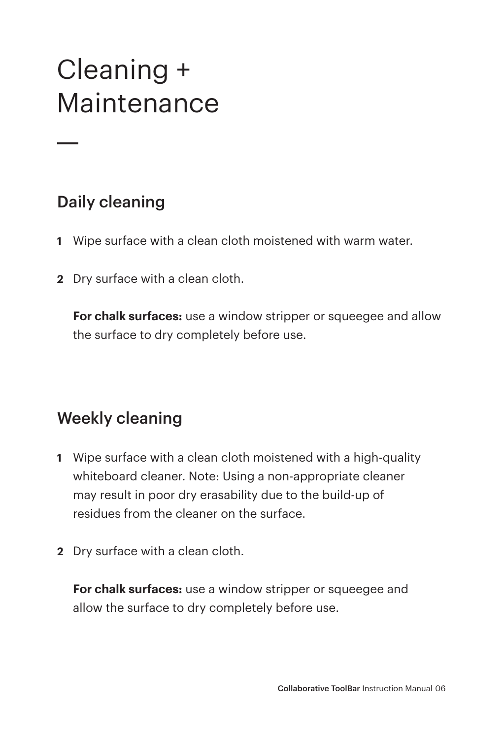# Cleaning + Maintenance

## Daily cleaning

1. Wipe surface with a clean cloth moistened with warm water.
2. Dry surface with a clean cloth.

   **For chalk surfaces:** use a window stripper or squeegee and allow the surface to dry completely before use.

## Weekly cleaning

1. Wipe surface with a clean cloth moistened with a high-quality whiteboard cleaner. Note: Using a non-appropriate cleaner may result in poor dry erasability due to the build-up of residues from the cleaner on the surface.
2. Dry surface with a clean cloth.

   **For chalk surfaces:** use a window stripper or squeegee and allow the surface to dry completely before use.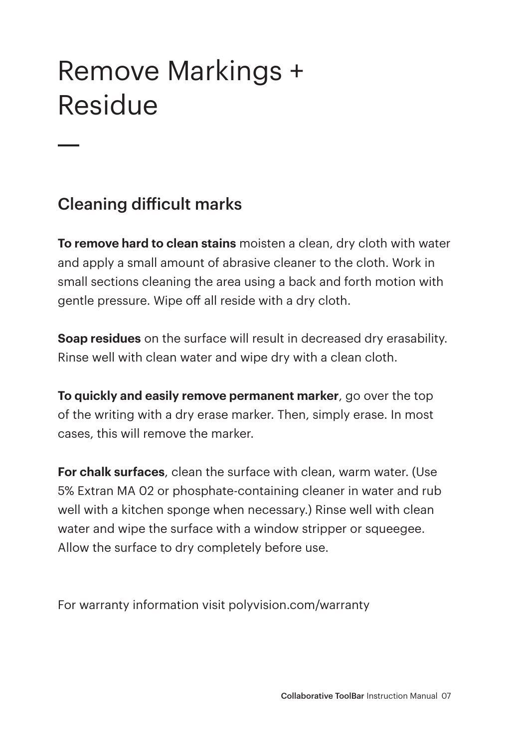# Remove Markings + Residue

## Cleaning difficult marks

**To remove hard to clean stains** moisten a clean, dry cloth with water and apply a small amount of abrasive cleaner to the cloth. Work in small sections cleaning the area using a back and forth motion with gentle pressure. Wipe off all reside with a dry cloth.

**Soap residues** on the surface will result in decreased dry erasability. Rinse well with clean water and wipe dry with a clean cloth.

**To quickly and easily remove permanent marker**, go over the top of the writing with a dry erase marker. Then, simply erase. In most cases, this will remove the marker.

**For chalk surfaces**, clean the surface with clean, warm water. (Use 5% Extran MA 02 or phosphate-containing cleaner in water and rub well with a kitchen sponge when necessary.) Rinse well with clean water and wipe the surface with a window stripper or squeegee. Allow the surface to dry completely before use.

For warranty information visit polyvision.com/warranty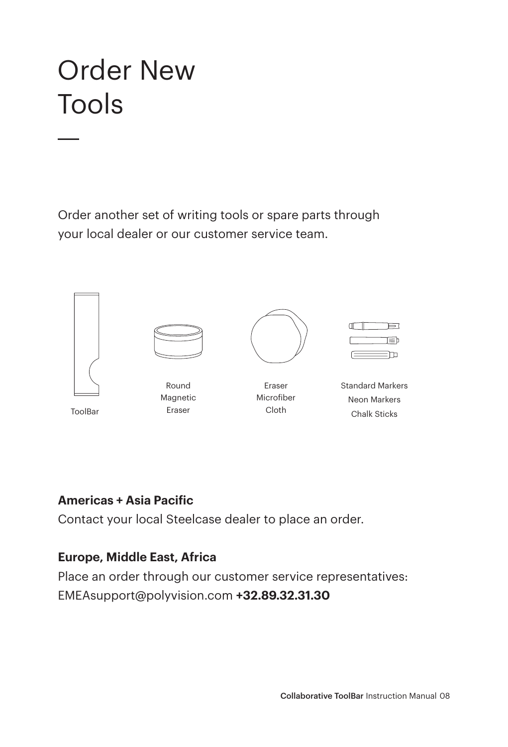# Order New Tools

Order another set of writing tools or spare parts through your local dealer or our customer service team.

ToolBar

Round Magnetic Eraser

Eraser Microfiber Cloth

Standard Markers
Neon Markers
Chalk Sticks

**Americas + Asia Pacific**

Contact your local Steelcase dealer to place an order.

**Europe, Middle East, Africa**

Place an order through our customer service representatives:
EMEAsupport@polyvision.com **+32.89.32.31.30**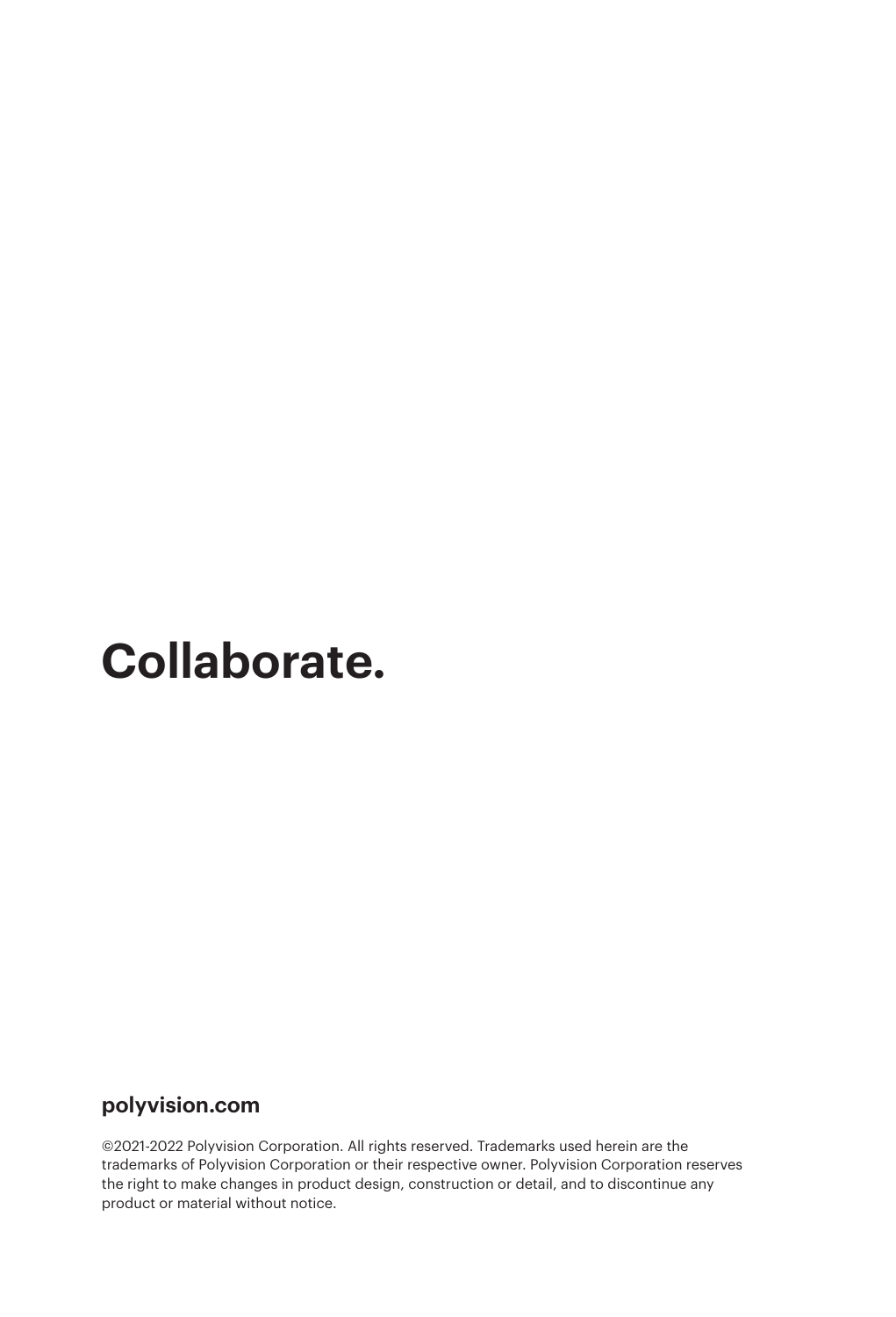# Collaborate.

**polyvision.com**

©2021-2022 Polyvision Corporation. All rights reserved. Trademarks used herein are the trademarks of Polyvision Corporation or their respective owner. Polyvision Corporation reserves the right to make changes in product design, construction or detail, and to discontinue any product or material without notice.